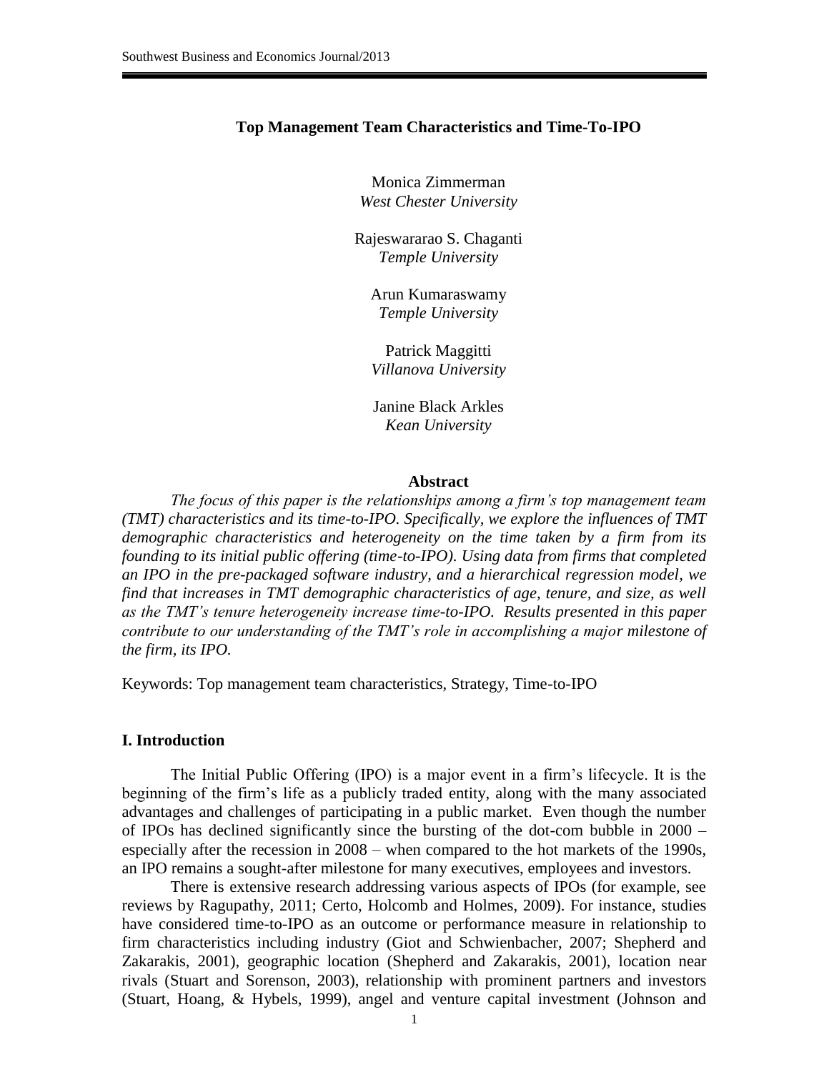# Top Management Team Characteristics and Time-To-IPO

Monica Zimmerman
*West Chester University*

Rajeswararao S. Chaganti
*Temple University*

Arun Kumaraswamy
*Temple University*

Patrick Maggitti
*Villanova University*

Janine Black Arkles
*Kean University*

## Abstract

*The focus of this paper is the relationships among a firm's top management team (TMT) characteristics and its time-to-IPO. Specifically, we explore the influences of TMT demographic characteristics and heterogeneity on the time taken by a firm from its founding to its initial public offering (time-to-IPO). Using data from firms that completed an IPO in the pre-packaged software industry, and a hierarchical regression model, we find that increases in TMT demographic characteristics of age, tenure, and size, as well as the TMT's tenure heterogeneity increase time-to-IPO. Results presented in this paper contribute to our understanding of the TMT's role in accomplishing a major milestone of the firm, its IPO.*

Keywords: Top management team characteristics, Strategy, Time-to-IPO

## I. Introduction

The Initial Public Offering (IPO) is a major event in a firm's lifecycle. It is the beginning of the firm's life as a publicly traded entity, along with the many associated advantages and challenges of participating in a public market. Even though the number of IPOs has declined significantly since the bursting of the dot-com bubble in 2000 – especially after the recession in 2008 – when compared to the hot markets of the 1990s, an IPO remains a sought-after milestone for many executives, employees and investors.

There is extensive research addressing various aspects of IPOs (for example, see reviews by Ragupathy, 2011; Certo, Holcomb and Holmes, 2009). For instance, studies have considered time-to-IPO as an outcome or performance measure in relationship to firm characteristics including industry (Giot and Schwienbacher, 2007; Shepherd and Zakarakis, 2001), geographic location (Shepherd and Zakarakis, 2001), location near rivals (Stuart and Sorenson, 2003), relationship with prominent partners and investors (Stuart, Hoang, & Hybels, 1999), angel and venture capital investment (Johnson and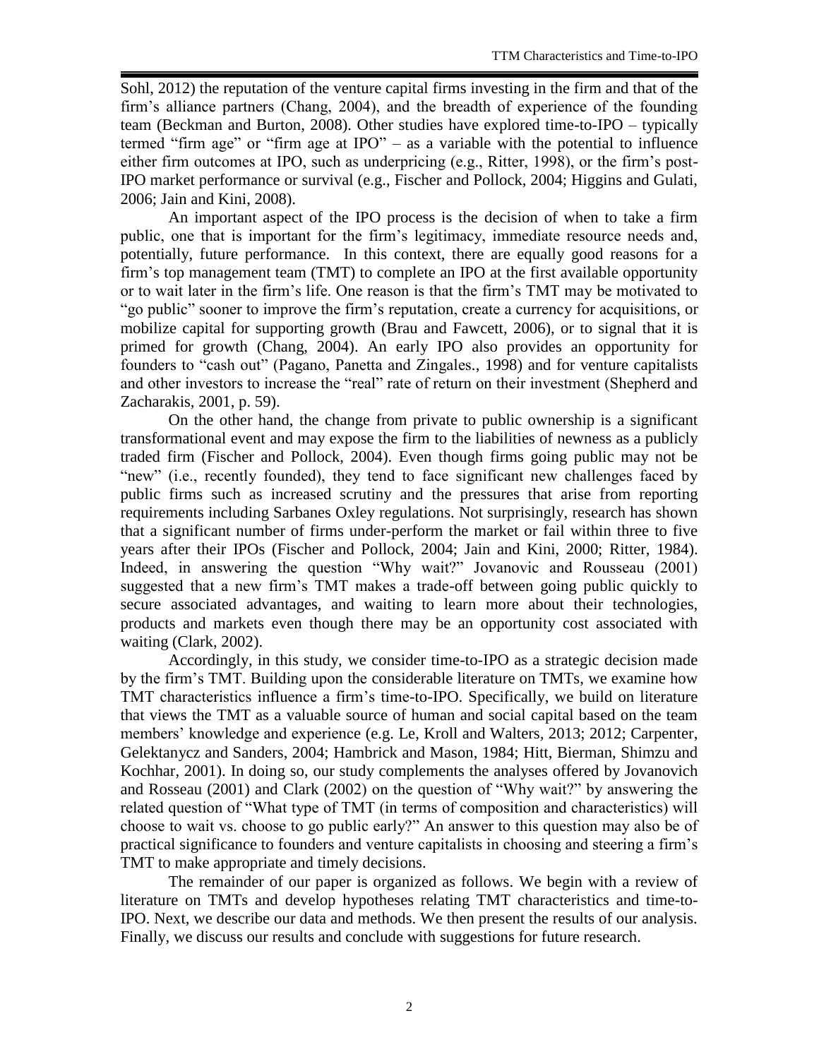Sohl, 2012) the reputation of the venture capital firms investing in the firm and that of the firm's alliance partners (Chang, 2004), and the breadth of experience of the founding team (Beckman and Burton, 2008). Other studies have explored time-to-IPO – typically termed "firm age" or "firm age at IPO" – as a variable with the potential to influence either firm outcomes at IPO, such as underpricing (e.g., Ritter, 1998), or the firm's post-IPO market performance or survival (e.g., Fischer and Pollock, 2004; Higgins and Gulati, 2006; Jain and Kini, 2008).

An important aspect of the IPO process is the decision of when to take a firm public, one that is important for the firm's legitimacy, immediate resource needs and, potentially, future performance. In this context, there are equally good reasons for a firm's top management team (TMT) to complete an IPO at the first available opportunity or to wait later in the firm's life. One reason is that the firm's TMT may be motivated to "go public" sooner to improve the firm's reputation, create a currency for acquisitions, or mobilize capital for supporting growth (Brau and Fawcett, 2006), or to signal that it is primed for growth (Chang, 2004). An early IPO also provides an opportunity for founders to "cash out" (Pagano, Panetta and Zingales., 1998) and for venture capitalists and other investors to increase the "real" rate of return on their investment (Shepherd and Zacharakis, 2001, p. 59).

On the other hand, the change from private to public ownership is a significant transformational event and may expose the firm to the liabilities of newness as a publicly traded firm (Fischer and Pollock, 2004). Even though firms going public may not be "new" (i.e., recently founded), they tend to face significant new challenges faced by public firms such as increased scrutiny and the pressures that arise from reporting requirements including Sarbanes Oxley regulations. Not surprisingly, research has shown that a significant number of firms under-perform the market or fail within three to five years after their IPOs (Fischer and Pollock, 2004; Jain and Kini, 2000; Ritter, 1984). Indeed, in answering the question "Why wait?" Jovanovic and Rousseau (2001) suggested that a new firm's TMT makes a trade-off between going public quickly to secure associated advantages, and waiting to learn more about their technologies, products and markets even though there may be an opportunity cost associated with waiting (Clark, 2002).

Accordingly, in this study, we consider time-to-IPO as a strategic decision made by the firm's TMT. Building upon the considerable literature on TMTs, we examine how TMT characteristics influence a firm's time-to-IPO. Specifically, we build on literature that views the TMT as a valuable source of human and social capital based on the team members' knowledge and experience (e.g. Le, Kroll and Walters, 2013; 2012; Carpenter, Gelektanycz and Sanders, 2004; Hambrick and Mason, 1984; Hitt, Bierman, Shimzu and Kochhar, 2001). In doing so, our study complements the analyses offered by Jovanovich and Rosseau (2001) and Clark (2002) on the question of "Why wait?" by answering the related question of "What type of TMT (in terms of composition and characteristics) will choose to wait vs. choose to go public early?" An answer to this question may also be of practical significance to founders and venture capitalists in choosing and steering a firm's TMT to make appropriate and timely decisions.

The remainder of our paper is organized as follows. We begin with a review of literature on TMTs and develop hypotheses relating TMT characteristics and time-to-IPO. Next, we describe our data and methods. We then present the results of our analysis. Finally, we discuss our results and conclude with suggestions for future research.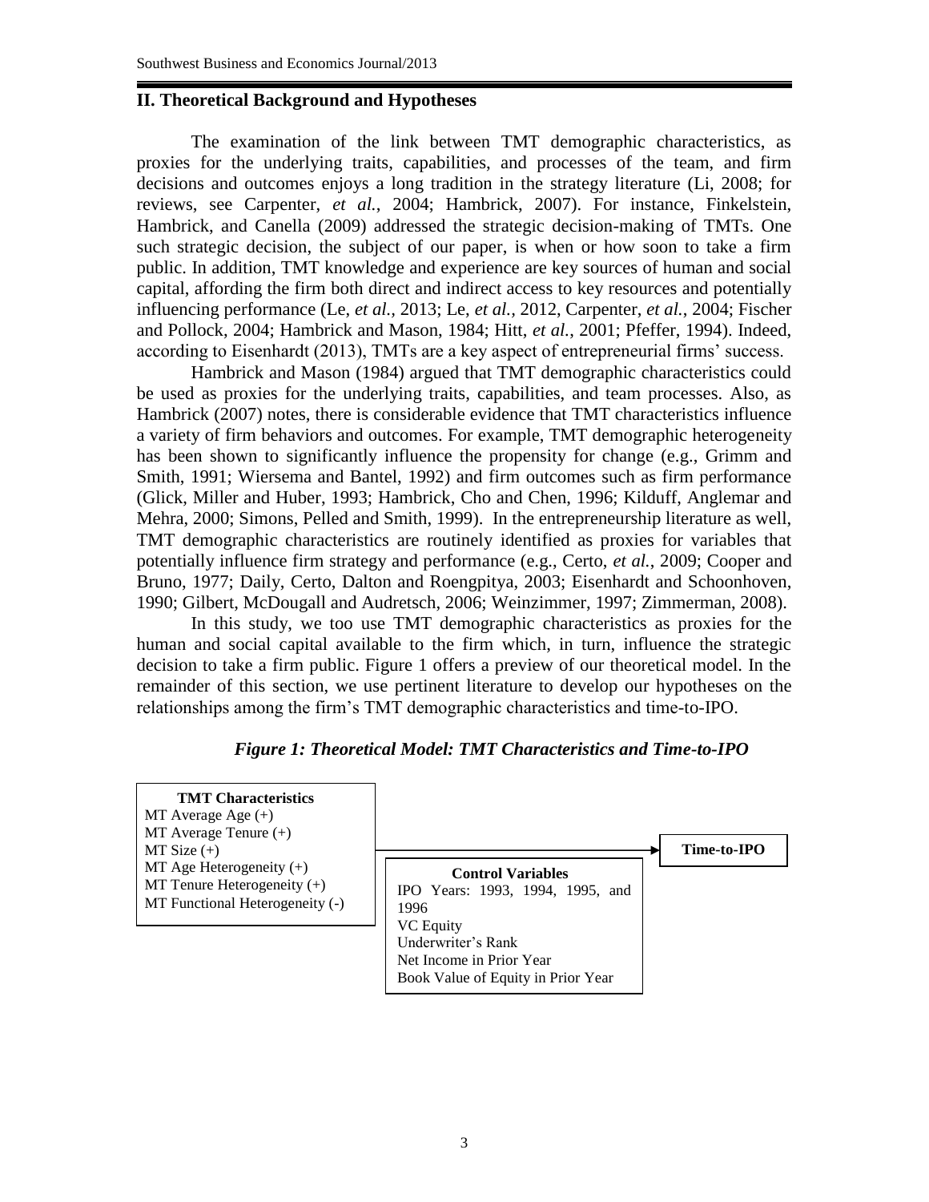## II. Theoretical Background and Hypotheses

The examination of the link between TMT demographic characteristics, as proxies for the underlying traits, capabilities, and processes of the team, and firm decisions and outcomes enjoys a long tradition in the strategy literature (Li, 2008; for reviews, see Carpenter, *et al.*, 2004; Hambrick, 2007). For instance, Finkelstein, Hambrick, and Canella (2009) addressed the strategic decision-making of TMTs. One such strategic decision, the subject of our paper, is when or how soon to take a firm public. In addition, TMT knowledge and experience are key sources of human and social capital, affording the firm both direct and indirect access to key resources and potentially influencing performance (Le, *et al.*, 2013; Le, *et al.*, 2012, Carpenter, *et al.*, 2004; Fischer and Pollock, 2004; Hambrick and Mason, 1984; Hitt, *et al.*, 2001; Pfeffer, 1994). Indeed, according to Eisenhardt (2013), TMTs are a key aspect of entrepreneurial firms' success.

Hambrick and Mason (1984) argued that TMT demographic characteristics could be used as proxies for the underlying traits, capabilities, and team processes. Also, as Hambrick (2007) notes, there is considerable evidence that TMT characteristics influence a variety of firm behaviors and outcomes. For example, TMT demographic heterogeneity has been shown to significantly influence the propensity for change (e.g., Grimm and Smith, 1991; Wiersema and Bantel, 1992) and firm outcomes such as firm performance (Glick, Miller and Huber, 1993; Hambrick, Cho and Chen, 1996; Kilduff, Anglemar and Mehra, 2000; Simons, Pelled and Smith, 1999). In the entrepreneurship literature as well, TMT demographic characteristics are routinely identified as proxies for variables that potentially influence firm strategy and performance (e.g., Certo, *et al.*, 2009; Cooper and Bruno, 1977; Daily, Certo, Dalton and Roengpitya, 2003; Eisenhardt and Schoonhoven, 1990; Gilbert, McDougall and Audretsch, 2006; Weinzimmer, 1997; Zimmerman, 2008).

In this study, we too use TMT demographic characteristics as proxies for the human and social capital available to the firm which, in turn, influence the strategic decision to take a firm public. Figure 1 offers a preview of our theoretical model. In the remainder of this section, we use pertinent literature to develop our hypotheses on the relationships among the firm's TMT demographic characteristics and time-to-IPO.

***Figure 1: Theoretical Model: TMT Characteristics and Time-to-IPO***

**TMT Characteristics**
MT Average Age (+)
MT Average Tenure (+)
MT Size (+)
MT Age Heterogeneity (+)
MT Tenure Heterogeneity (+)
MT Functional Heterogeneity (-)

→ **Time-to-IPO**

**Control Variables**
IPO Years: 1993, 1994, 1995, and 1996
VC Equity
Underwriter's Rank
Net Income in Prior Year
Book Value of Equity in Prior Year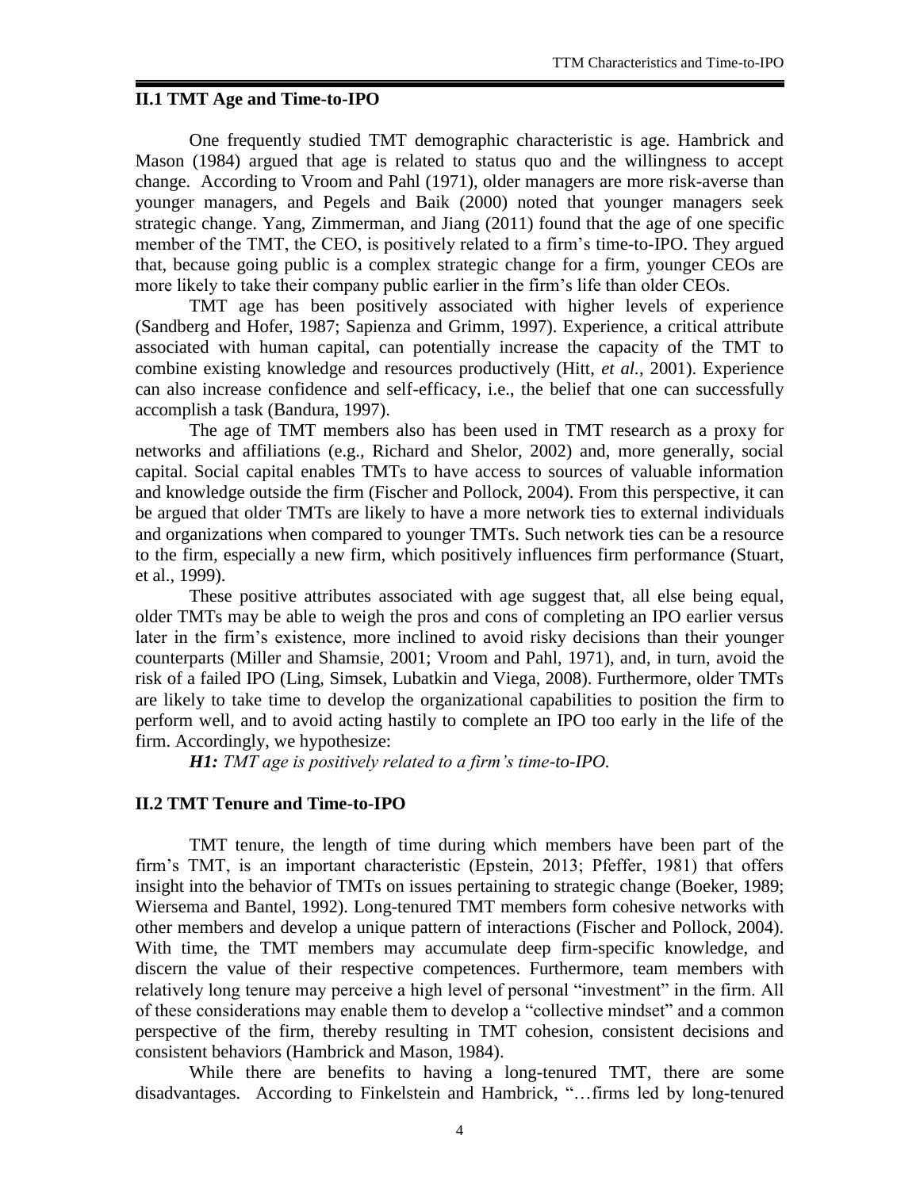## II.1 TMT Age and Time-to-IPO

One frequently studied TMT demographic characteristic is age. Hambrick and Mason (1984) argued that age is related to status quo and the willingness to accept change. According to Vroom and Pahl (1971), older managers are more risk-averse than younger managers, and Pegels and Baik (2000) noted that younger managers seek strategic change. Yang, Zimmerman, and Jiang (2011) found that the age of one specific member of the TMT, the CEO, is positively related to a firm's time-to-IPO. They argued that, because going public is a complex strategic change for a firm, younger CEOs are more likely to take their company public earlier in the firm's life than older CEOs.

TMT age has been positively associated with higher levels of experience (Sandberg and Hofer, 1987; Sapienza and Grimm, 1997). Experience, a critical attribute associated with human capital, can potentially increase the capacity of the TMT to combine existing knowledge and resources productively (Hitt, *et al.*, 2001). Experience can also increase confidence and self-efficacy, i.e., the belief that one can successfully accomplish a task (Bandura, 1997).

The age of TMT members also has been used in TMT research as a proxy for networks and affiliations (e.g., Richard and Shelor, 2002) and, more generally, social capital. Social capital enables TMTs to have access to sources of valuable information and knowledge outside the firm (Fischer and Pollock, 2004). From this perspective, it can be argued that older TMTs are likely to have a more network ties to external individuals and organizations when compared to younger TMTs. Such network ties can be a resource to the firm, especially a new firm, which positively influences firm performance (Stuart, et al., 1999).

These positive attributes associated with age suggest that, all else being equal, older TMTs may be able to weigh the pros and cons of completing an IPO earlier versus later in the firm's existence, more inclined to avoid risky decisions than their younger counterparts (Miller and Shamsie, 2001; Vroom and Pahl, 1971), and, in turn, avoid the risk of a failed IPO (Ling, Simsek, Lubatkin and Viega, 2008). Furthermore, older TMTs are likely to take time to develop the organizational capabilities to position the firm to perform well, and to avoid acting hastily to complete an IPO too early in the life of the firm. Accordingly, we hypothesize:

***H1:*** *TMT age is positively related to a firm's time-to-IPO.*

## II.2 TMT Tenure and Time-to-IPO

TMT tenure, the length of time during which members have been part of the firm's TMT, is an important characteristic (Epstein, 2013; Pfeffer, 1981) that offers insight into the behavior of TMTs on issues pertaining to strategic change (Boeker, 1989; Wiersema and Bantel, 1992). Long-tenured TMT members form cohesive networks with other members and develop a unique pattern of interactions (Fischer and Pollock, 2004). With time, the TMT members may accumulate deep firm-specific knowledge, and discern the value of their respective competences. Furthermore, team members with relatively long tenure may perceive a high level of personal "investment" in the firm. All of these considerations may enable them to develop a "collective mindset" and a common perspective of the firm, thereby resulting in TMT cohesion, consistent decisions and consistent behaviors (Hambrick and Mason, 1984).

While there are benefits to having a long-tenured TMT, there are some disadvantages. According to Finkelstein and Hambrick, "…firms led by long-tenured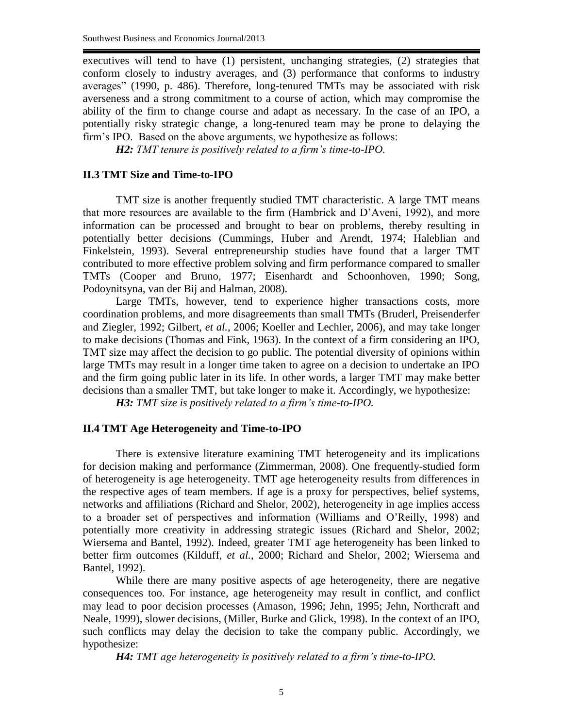executives will tend to have (1) persistent, unchanging strategies, (2) strategies that conform closely to industry averages, and (3) performance that conforms to industry averages" (1990, p. 486). Therefore, long-tenured TMTs may be associated with risk averseness and a strong commitment to a course of action, which may compromise the ability of the firm to change course and adapt as necessary. In the case of an IPO, a potentially risky strategic change, a long-tenured team may be prone to delaying the firm's IPO. Based on the above arguments, we hypothesize as follows:

***H2:*** *TMT tenure is positively related to a firm's time-to-IPO.*

### II.3 TMT Size and Time-to-IPO

TMT size is another frequently studied TMT characteristic. A large TMT means that more resources are available to the firm (Hambrick and D'Aveni, 1992), and more information can be processed and brought to bear on problems, thereby resulting in potentially better decisions (Cummings, Huber and Arendt, 1974; Haleblian and Finkelstein, 1993). Several entrepreneurship studies have found that a larger TMT contributed to more effective problem solving and firm performance compared to smaller TMTs (Cooper and Bruno, 1977; Eisenhardt and Schoonhoven, 1990; Song, Podoynitsyna, van der Bij and Halman, 2008).

Large TMTs, however, tend to experience higher transactions costs, more coordination problems, and more disagreements than small TMTs (Bruderl, Preisenderfer and Ziegler, 1992; Gilbert, *et al.*, 2006; Koeller and Lechler, 2006), and may take longer to make decisions (Thomas and Fink, 1963). In the context of a firm considering an IPO, TMT size may affect the decision to go public. The potential diversity of opinions within large TMTs may result in a longer time taken to agree on a decision to undertake an IPO and the firm going public later in its life. In other words, a larger TMT may make better decisions than a smaller TMT, but take longer to make it. Accordingly, we hypothesize:

***H3:*** *TMT size is positively related to a firm's time-to-IPO.*

### II.4 TMT Age Heterogeneity and Time-to-IPO

There is extensive literature examining TMT heterogeneity and its implications for decision making and performance (Zimmerman, 2008). One frequently-studied form of heterogeneity is age heterogeneity. TMT age heterogeneity results from differences in the respective ages of team members. If age is a proxy for perspectives, belief systems, networks and affiliations (Richard and Shelor, 2002), heterogeneity in age implies access to a broader set of perspectives and information (Williams and O'Reilly, 1998) and potentially more creativity in addressing strategic issues (Richard and Shelor, 2002; Wiersema and Bantel, 1992). Indeed, greater TMT age heterogeneity has been linked to better firm outcomes (Kilduff, *et al.*, 2000; Richard and Shelor, 2002; Wiersema and Bantel, 1992).

While there are many positive aspects of age heterogeneity, there are negative consequences too. For instance, age heterogeneity may result in conflict, and conflict may lead to poor decision processes (Amason, 1996; Jehn, 1995; Jehn, Northcraft and Neale, 1999), slower decisions, (Miller, Burke and Glick, 1998). In the context of an IPO, such conflicts may delay the decision to take the company public. Accordingly, we hypothesize:

***H4:*** *TMT age heterogeneity is positively related to a firm's time-to-IPO.*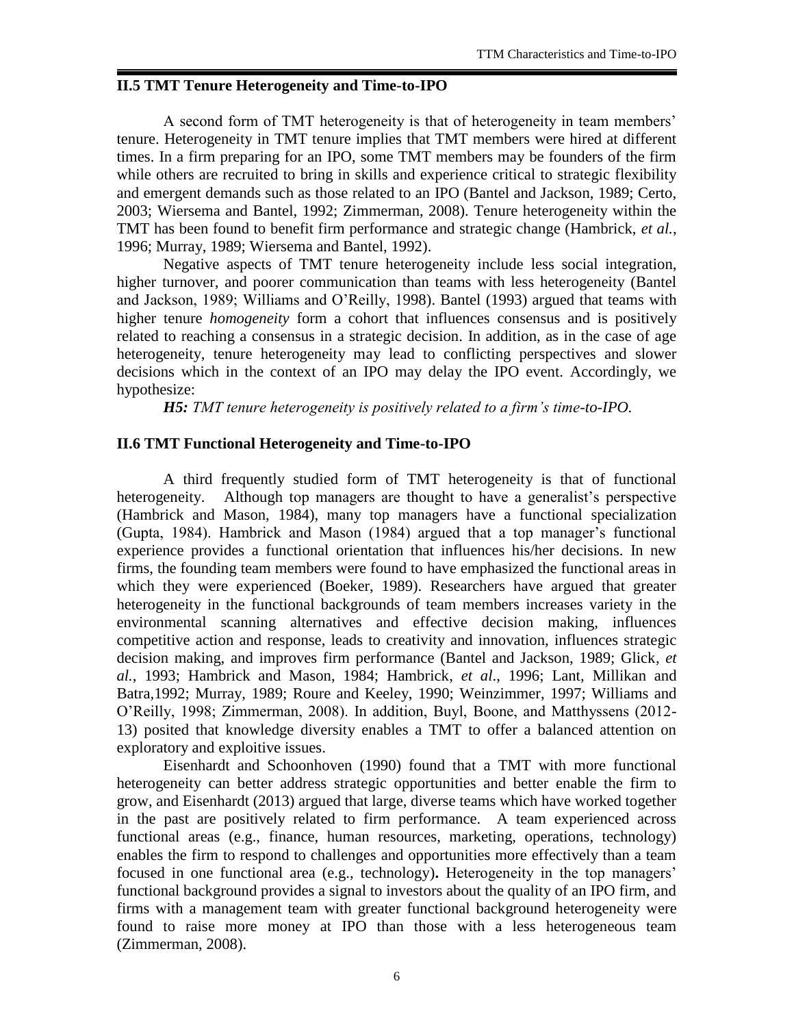## II.5 TMT Tenure Heterogeneity and Time-to-IPO

A second form of TMT heterogeneity is that of heterogeneity in team members' tenure. Heterogeneity in TMT tenure implies that TMT members were hired at different times. In a firm preparing for an IPO, some TMT members may be founders of the firm while others are recruited to bring in skills and experience critical to strategic flexibility and emergent demands such as those related to an IPO (Bantel and Jackson, 1989; Certo, 2003; Wiersema and Bantel, 1992; Zimmerman, 2008). Tenure heterogeneity within the TMT has been found to benefit firm performance and strategic change (Hambrick, *et al.*, 1996; Murray, 1989; Wiersema and Bantel, 1992).

Negative aspects of TMT tenure heterogeneity include less social integration, higher turnover, and poorer communication than teams with less heterogeneity (Bantel and Jackson, 1989; Williams and O'Reilly, 1998). Bantel (1993) argued that teams with higher tenure *homogeneity* form a cohort that influences consensus and is positively related to reaching a consensus in a strategic decision. In addition, as in the case of age heterogeneity, tenure heterogeneity may lead to conflicting perspectives and slower decisions which in the context of an IPO may delay the IPO event. Accordingly, we hypothesize:

***H5:*** *TMT tenure heterogeneity is positively related to a firm's time-to-IPO.*

## II.6 TMT Functional Heterogeneity and Time-to-IPO

A third frequently studied form of TMT heterogeneity is that of functional heterogeneity. Although top managers are thought to have a generalist's perspective (Hambrick and Mason, 1984), many top managers have a functional specialization (Gupta, 1984). Hambrick and Mason (1984) argued that a top manager's functional experience provides a functional orientation that influences his/her decisions. In new firms, the founding team members were found to have emphasized the functional areas in which they were experienced (Boeker, 1989). Researchers have argued that greater heterogeneity in the functional backgrounds of team members increases variety in the environmental scanning alternatives and effective decision making, influences competitive action and response, leads to creativity and innovation, influences strategic decision making, and improves firm performance (Bantel and Jackson, 1989; Glick, *et al.*, 1993; Hambrick and Mason, 1984; Hambrick, *et al*., 1996; Lant, Millikan and Batra,1992; Murray, 1989; Roure and Keeley, 1990; Weinzimmer, 1997; Williams and O'Reilly, 1998; Zimmerman, 2008). In addition, Buyl, Boone, and Matthyssens (2012-13) posited that knowledge diversity enables a TMT to offer a balanced attention on exploratory and exploitive issues.

Eisenhardt and Schoonhoven (1990) found that a TMT with more functional heterogeneity can better address strategic opportunities and better enable the firm to grow, and Eisenhardt (2013) argued that large, diverse teams which have worked together in the past are positively related to firm performance. A team experienced across functional areas (e.g., finance, human resources, marketing, operations, technology) enables the firm to respond to challenges and opportunities more effectively than a team focused in one functional area (e.g., technology). Heterogeneity in the top managers' functional background provides a signal to investors about the quality of an IPO firm, and firms with a management team with greater functional background heterogeneity were found to raise more money at IPO than those with a less heterogeneous team (Zimmerman, 2008).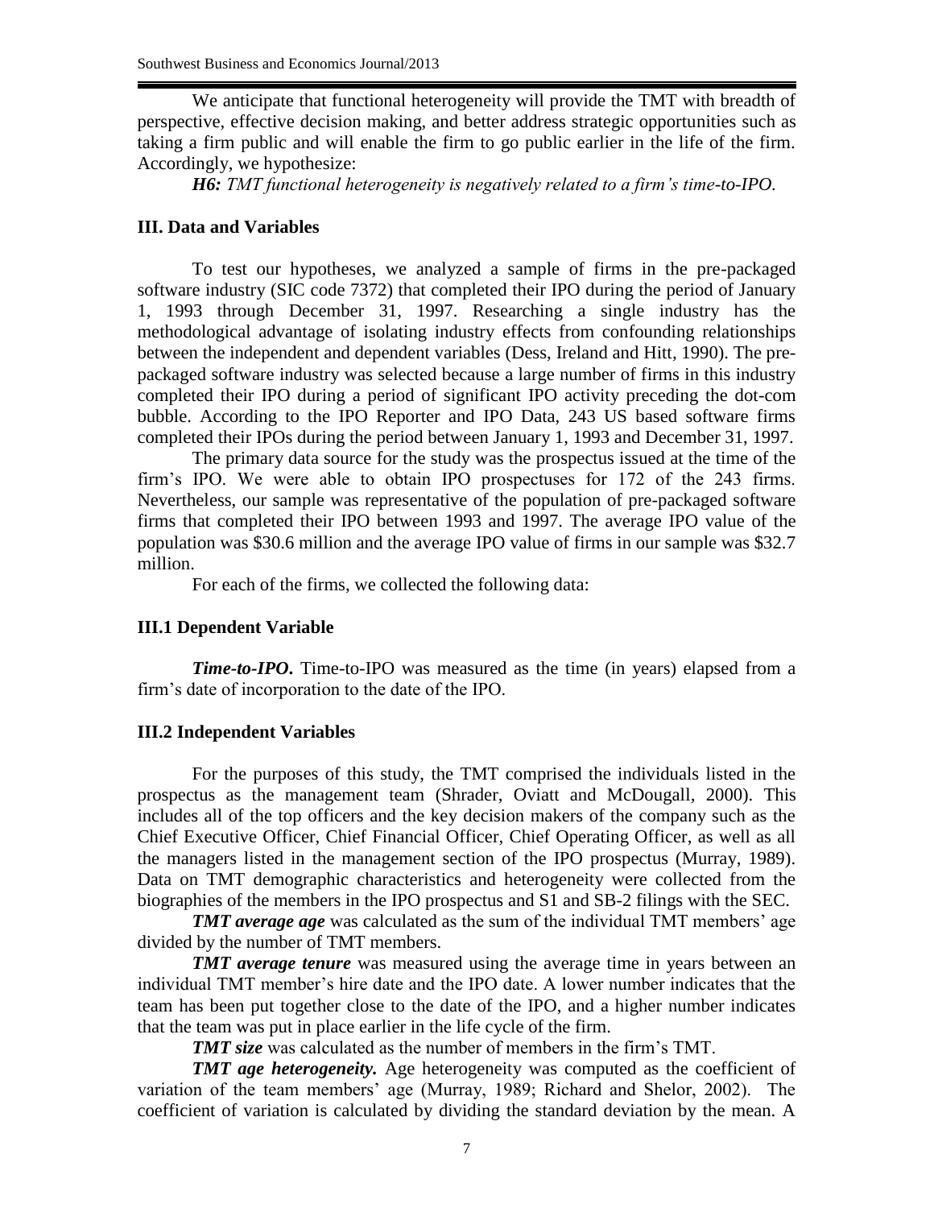We anticipate that functional heterogeneity will provide the TMT with breadth of perspective, effective decision making, and better address strategic opportunities such as taking a firm public and will enable the firm to go public earlier in the life of the firm. Accordingly, we hypothesize:

***H6:*** *TMT functional heterogeneity is negatively related to a firm's time-to-IPO.*

## III. Data and Variables

To test our hypotheses, we analyzed a sample of firms in the pre-packaged software industry (SIC code 7372) that completed their IPO during the period of January 1, 1993 through December 31, 1997. Researching a single industry has the methodological advantage of isolating industry effects from confounding relationships between the independent and dependent variables (Dess, Ireland and Hitt, 1990). The pre-packaged software industry was selected because a large number of firms in this industry completed their IPO during a period of significant IPO activity preceding the dot-com bubble. According to the IPO Reporter and IPO Data, 243 US based software firms completed their IPOs during the period between January 1, 1993 and December 31, 1997.

The primary data source for the study was the prospectus issued at the time of the firm's IPO. We were able to obtain IPO prospectuses for 172 of the 243 firms. Nevertheless, our sample was representative of the population of pre-packaged software firms that completed their IPO between 1993 and 1997. The average IPO value of the population was \$30.6 million and the average IPO value of firms in our sample was \$32.7 million.

For each of the firms, we collected the following data:

### III.1 Dependent Variable

***Time-to-IPO***. Time-to-IPO was measured as the time (in years) elapsed from a firm's date of incorporation to the date of the IPO.

### III.2 Independent Variables

For the purposes of this study, the TMT comprised the individuals listed in the prospectus as the management team (Shrader, Oviatt and McDougall, 2000). This includes all of the top officers and the key decision makers of the company such as the Chief Executive Officer, Chief Financial Officer, Chief Operating Officer, as well as all the managers listed in the management section of the IPO prospectus (Murray, 1989). Data on TMT demographic characteristics and heterogeneity were collected from the biographies of the members in the IPO prospectus and S1 and SB-2 filings with the SEC.

***TMT average age*** was calculated as the sum of the individual TMT members' age divided by the number of TMT members.

***TMT average tenure*** was measured using the average time in years between an individual TMT member's hire date and the IPO date. A lower number indicates that the team has been put together close to the date of the IPO, and a higher number indicates that the team was put in place earlier in the life cycle of the firm.

***TMT size*** was calculated as the number of members in the firm's TMT.

***TMT age heterogeneity.*** Age heterogeneity was computed as the coefficient of variation of the team members' age (Murray, 1989; Richard and Shelor, 2002). The coefficient of variation is calculated by dividing the standard deviation by the mean. A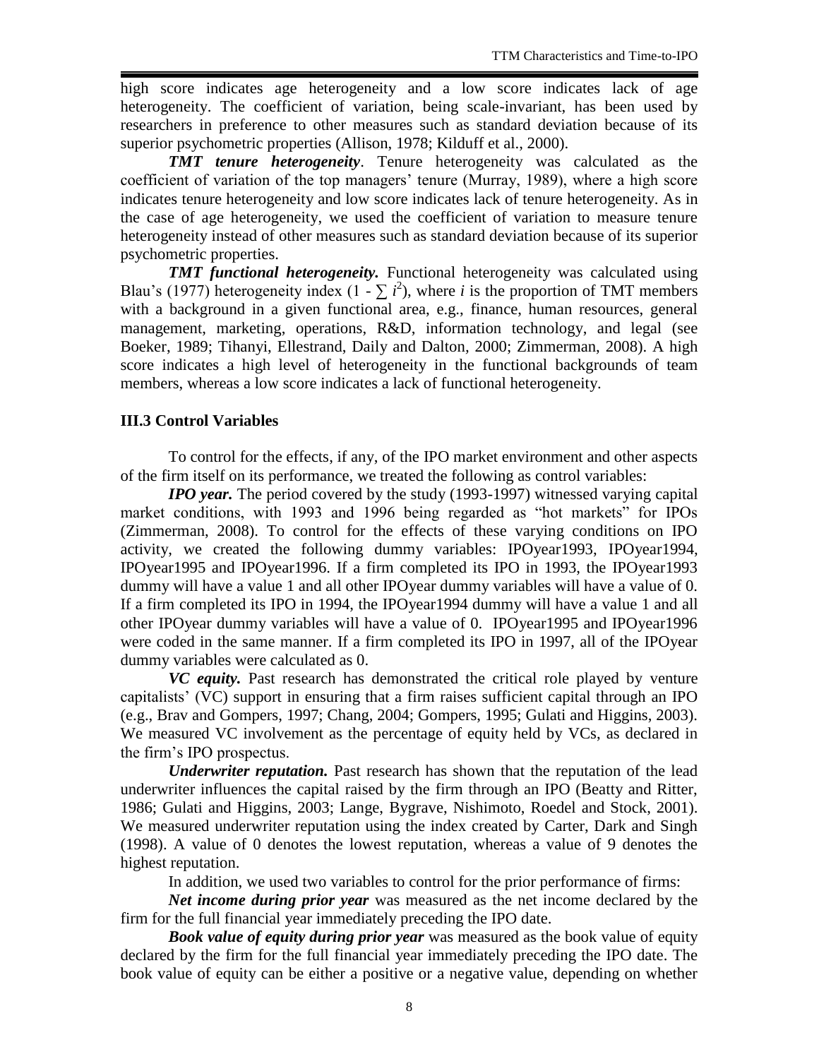high score indicates age heterogeneity and a low score indicates lack of age heterogeneity. The coefficient of variation, being scale-invariant, has been used by researchers in preference to other measures such as standard deviation because of its superior psychometric properties (Allison, 1978; Kilduff et al., 2000).

***TMT tenure heterogeneity***. Tenure heterogeneity was calculated as the coefficient of variation of the top managers' tenure (Murray, 1989), where a high score indicates tenure heterogeneity and low score indicates lack of tenure heterogeneity. As in the case of age heterogeneity, we used the coefficient of variation to measure tenure heterogeneity instead of other measures such as standard deviation because of its superior psychometric properties.

***TMT functional heterogeneity.*** Functional heterogeneity was calculated using Blau's (1977) heterogeneity index ($1 - \sum i^2$), where $i$ is the proportion of TMT members with a background in a given functional area, e.g., finance, human resources, general management, marketing, operations, R&D, information technology, and legal (see Boeker, 1989; Tihanyi, Ellestrand, Daily and Dalton, 2000; Zimmerman, 2008). A high score indicates a high level of heterogeneity in the functional backgrounds of team members, whereas a low score indicates a lack of functional heterogeneity.

### III.3 Control Variables

To control for the effects, if any, of the IPO market environment and other aspects of the firm itself on its performance, we treated the following as control variables:

***IPO year.*** The period covered by the study (1993-1997) witnessed varying capital market conditions, with 1993 and 1996 being regarded as "hot markets" for IPOs (Zimmerman, 2008). To control for the effects of these varying conditions on IPO activity, we created the following dummy variables: IPOyear1993, IPOyear1994, IPOyear1995 and IPOyear1996. If a firm completed its IPO in 1993, the IPOyear1993 dummy will have a value 1 and all other IPOyear dummy variables will have a value of 0. If a firm completed its IPO in 1994, the IPOyear1994 dummy will have a value 1 and all other IPOyear dummy variables will have a value of 0. IPOyear1995 and IPOyear1996 were coded in the same manner. If a firm completed its IPO in 1997, all of the IPOyear dummy variables were calculated as 0.

***VC equity.*** Past research has demonstrated the critical role played by venture capitalists' (VC) support in ensuring that a firm raises sufficient capital through an IPO (e.g., Brav and Gompers, 1997; Chang, 2004; Gompers, 1995; Gulati and Higgins, 2003). We measured VC involvement as the percentage of equity held by VCs, as declared in the firm's IPO prospectus.

***Underwriter reputation.*** Past research has shown that the reputation of the lead underwriter influences the capital raised by the firm through an IPO (Beatty and Ritter, 1986; Gulati and Higgins, 2003; Lange, Bygrave, Nishimoto, Roedel and Stock, 2001). We measured underwriter reputation using the index created by Carter, Dark and Singh (1998). A value of 0 denotes the lowest reputation, whereas a value of 9 denotes the highest reputation.

In addition, we used two variables to control for the prior performance of firms:

***Net income during prior year*** was measured as the net income declared by the firm for the full financial year immediately preceding the IPO date.

***Book value of equity during prior year*** was measured as the book value of equity declared by the firm for the full financial year immediately preceding the IPO date. The book value of equity can be either a positive or a negative value, depending on whether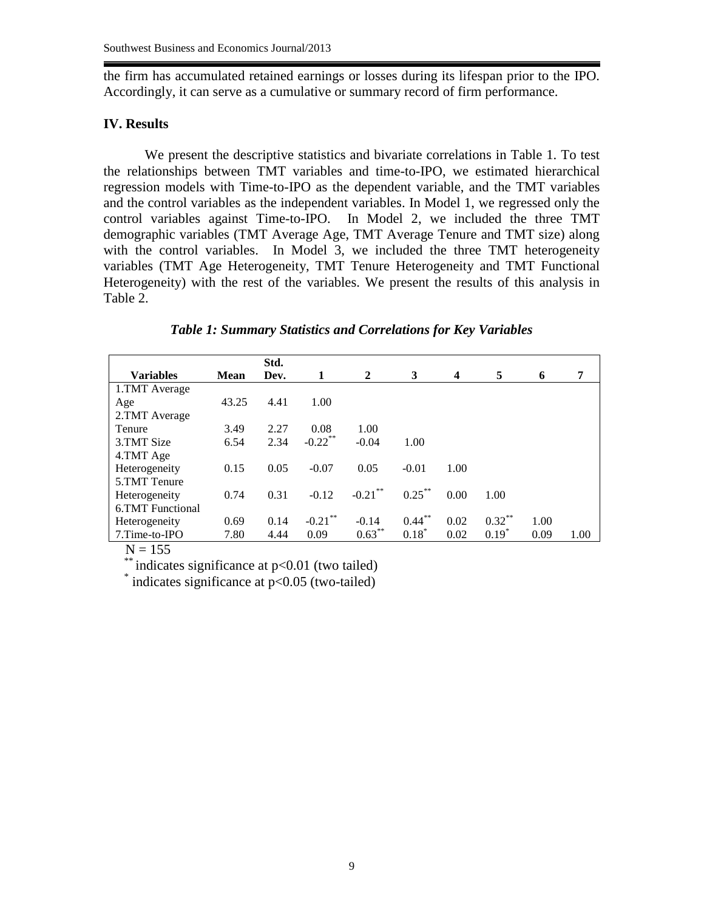the firm has accumulated retained earnings or losses during its lifespan prior to the IPO. Accordingly, it can serve as a cumulative or summary record of firm performance.

## IV. Results

We present the descriptive statistics and bivariate correlations in Table 1. To test the relationships between TMT variables and time-to-IPO, we estimated hierarchical regression models with Time-to-IPO as the dependent variable, and the TMT variables and the control variables as the independent variables. In Model 1, we regressed only the control variables against Time-to-IPO. In Model 2, we included the three TMT demographic variables (TMT Average Age, TMT Average Tenure and TMT size) along with the control variables. In Model 3, we included the three TMT heterogeneity variables (TMT Age Heterogeneity, TMT Tenure Heterogeneity and TMT Functional Heterogeneity) with the rest of the variables. We present the results of this analysis in Table 2.

***Table 1: Summary Statistics and Correlations for Key Variables***

| Variables | Mean | Std. Dev. | 1 | 2 | 3 | 4 | 5 | 6 | 7 |
|---|---|---|---|---|---|---|---|---|---|
| 1.TMT Average Age | 43.25 | 4.41 | 1.00 | | | | | | |
| 2.TMT Average Tenure | 3.49 | 2.27 | 0.08 | 1.00 | | | | | |
| 3.TMT Size | 6.54 | 2.34 | -0.22** | -0.04 | 1.00 | | | | |
| 4.TMT Age Heterogeneity | 0.15 | 0.05 | -0.07 | 0.05 | -0.01 | 1.00 | | | |
| 5.TMT Tenure Heterogeneity | 0.74 | 0.31 | -0.12 | -0.21** | 0.25** | 0.00 | 1.00 | | |
| 6.TMT Functional Heterogeneity | 0.69 | 0.14 | -0.21** | -0.14 | 0.44** | 0.02 | 0.32** | 1.00 | |
| 7.Time-to-IPO | 7.80 | 4.44 | 0.09 | 0.63** | 0.18* | 0.02 | 0.19* | 0.09 | 1.00 |

N = 155

** indicates significance at $p<0.01$ (two tailed)

* indicates significance at $p<0.05$ (two-tailed)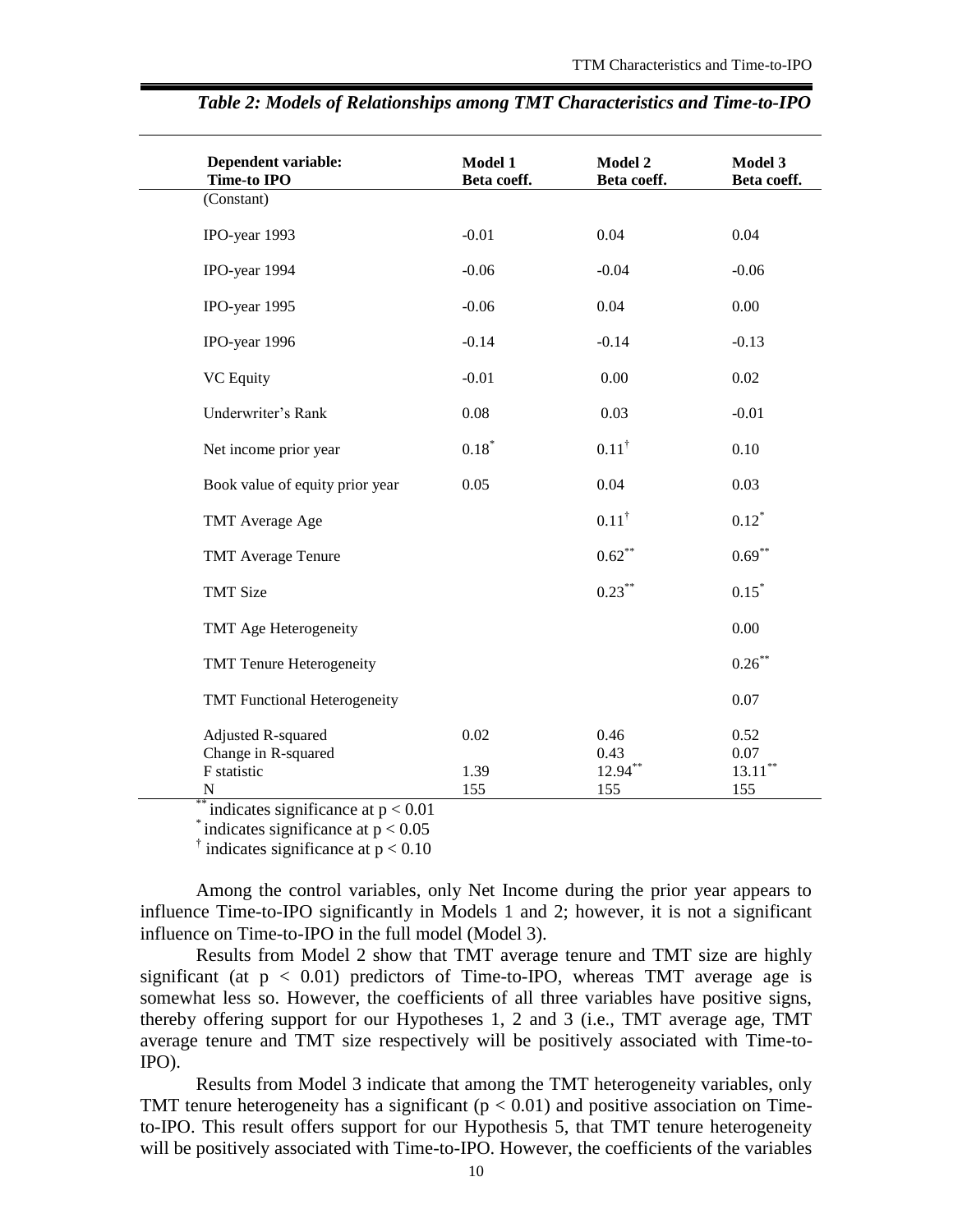*Table 2: Models of Relationships among TMT Characteristics and Time-to-IPO*

| Dependent variable: Time-to IPO | Model 1 Beta coeff. | Model 2 Beta coeff. | Model 3 Beta coeff. |
|---|---|---|---|
| (Constant) | | | |
| IPO-year 1993 | -0.01 | 0.04 | 0.04 |
| IPO-year 1994 | -0.06 | -0.04 | -0.06 |
| IPO-year 1995 | -0.06 | 0.04 | 0.00 |
| IPO-year 1996 | -0.14 | -0.14 | -0.13 |
| VC Equity | -0.01 | 0.00 | 0.02 |
| Underwriter's Rank | 0.08 | 0.03 | -0.01 |
| Net income prior year | $0.18^{*}$ | $0.11^{\dagger}$ | 0.10 |
| Book value of equity prior year | 0.05 | 0.04 | 0.03 |
| TMT Average Age | | $0.11^{\dagger}$ | $0.12^{*}$ |
| TMT Average Tenure | | $0.62^{**}$ | $0.69^{**}$ |
| TMT Size | | $0.23^{**}$ | $0.15^{*}$ |
| TMT Age Heterogeneity | | | 0.00 |
| TMT Tenure Heterogeneity | | | $0.26^{**}$ |
| TMT Functional Heterogeneity | | | 0.07 |
| Adjusted R-squared | 0.02 | 0.46 | 0.52 |
| Change in R-squared | | 0.43 | 0.07 |
| F statistic | 1.39 | $12.94^{**}$ | $13.11^{**}$ |
| N | 155 | 155 | 155 |

$^{**}$ indicates significance at $p < 0.01$

$^{*}$ indicates significance at $p < 0.05$

$^{\dagger}$ indicates significance at $p < 0.10$

Among the control variables, only Net Income during the prior year appears to influence Time-to-IPO significantly in Models 1 and 2; however, it is not a significant influence on Time-to-IPO in the full model (Model 3).

Results from Model 2 show that TMT average tenure and TMT size are highly significant (at $p < 0.01$) predictors of Time-to-IPO, whereas TMT average age is somewhat less so. However, the coefficients of all three variables have positive signs, thereby offering support for our Hypotheses 1, 2 and 3 (i.e., TMT average age, TMT average tenure and TMT size respectively will be positively associated with Time-to-IPO).

Results from Model 3 indicate that among the TMT heterogeneity variables, only TMT tenure heterogeneity has a significant ($p < 0.01$) and positive association on Time-to-IPO. This result offers support for our Hypothesis 5, that TMT tenure heterogeneity will be positively associated with Time-to-IPO. However, the coefficients of the variables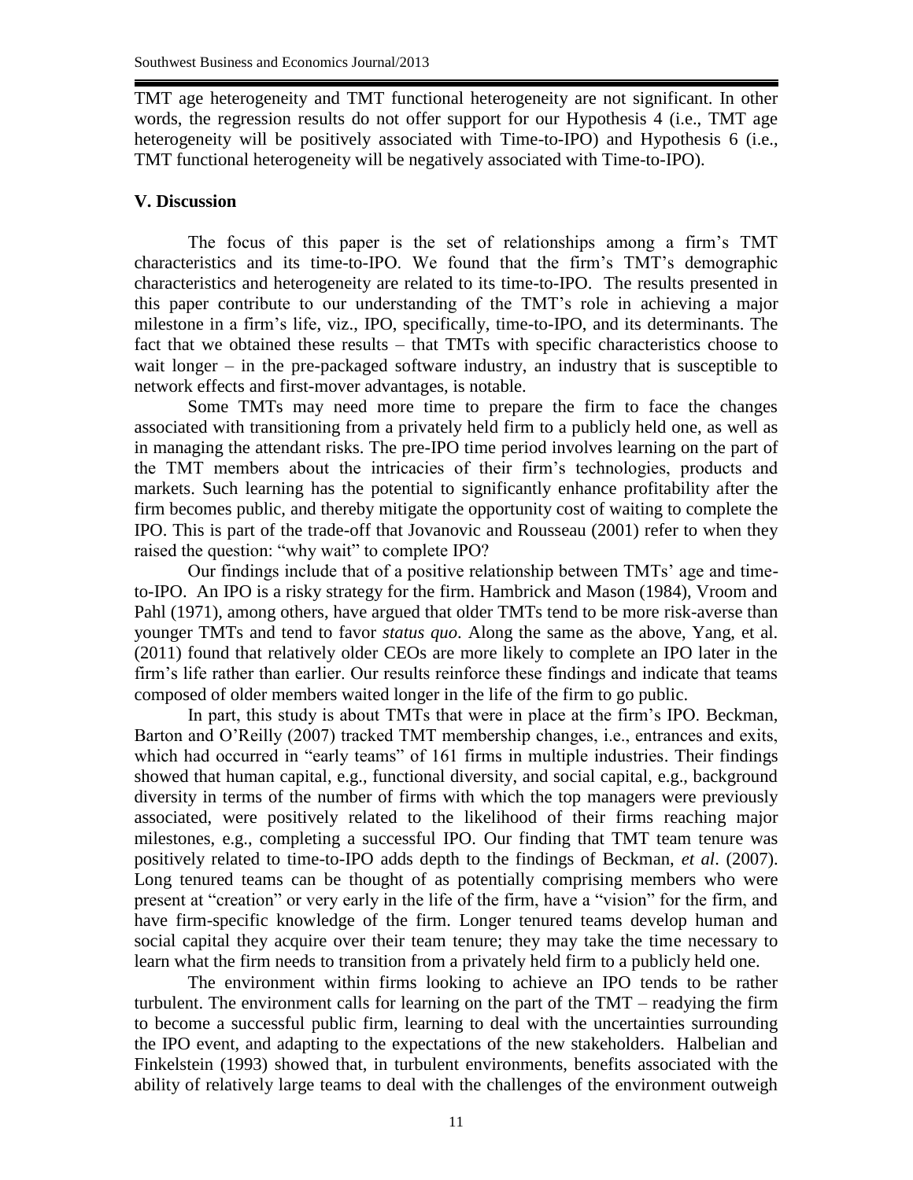TMT age heterogeneity and TMT functional heterogeneity are not significant. In other words, the regression results do not offer support for our Hypothesis 4 (i.e., TMT age heterogeneity will be positively associated with Time-to-IPO) and Hypothesis 6 (i.e., TMT functional heterogeneity will be negatively associated with Time-to-IPO).

## V. Discussion

The focus of this paper is the set of relationships among a firm's TMT characteristics and its time-to-IPO. We found that the firm's TMT's demographic characteristics and heterogeneity are related to its time-to-IPO. The results presented in this paper contribute to our understanding of the TMT's role in achieving a major milestone in a firm's life, viz., IPO, specifically, time-to-IPO, and its determinants. The fact that we obtained these results – that TMTs with specific characteristics choose to wait longer – in the pre-packaged software industry, an industry that is susceptible to network effects and first-mover advantages, is notable.

Some TMTs may need more time to prepare the firm to face the changes associated with transitioning from a privately held firm to a publicly held one, as well as in managing the attendant risks. The pre-IPO time period involves learning on the part of the TMT members about the intricacies of their firm's technologies, products and markets. Such learning has the potential to significantly enhance profitability after the firm becomes public, and thereby mitigate the opportunity cost of waiting to complete the IPO. This is part of the trade-off that Jovanovic and Rousseau (2001) refer to when they raised the question: "why wait" to complete IPO?

Our findings include that of a positive relationship between TMTs' age and time-to-IPO. An IPO is a risky strategy for the firm. Hambrick and Mason (1984), Vroom and Pahl (1971), among others, have argued that older TMTs tend to be more risk-averse than younger TMTs and tend to favor *status quo*. Along the same as the above, Yang, et al. (2011) found that relatively older CEOs are more likely to complete an IPO later in the firm's life rather than earlier. Our results reinforce these findings and indicate that teams composed of older members waited longer in the life of the firm to go public.

In part, this study is about TMTs that were in place at the firm's IPO. Beckman, Barton and O'Reilly (2007) tracked TMT membership changes, i.e., entrances and exits, which had occurred in "early teams" of 161 firms in multiple industries. Their findings showed that human capital, e.g., functional diversity, and social capital, e.g., background diversity in terms of the number of firms with which the top managers were previously associated, were positively related to the likelihood of their firms reaching major milestones, e.g., completing a successful IPO. Our finding that TMT team tenure was positively related to time-to-IPO adds depth to the findings of Beckman, *et al*. (2007). Long tenured teams can be thought of as potentially comprising members who were present at "creation" or very early in the life of the firm, have a "vision" for the firm, and have firm-specific knowledge of the firm. Longer tenured teams develop human and social capital they acquire over their team tenure; they may take the time necessary to learn what the firm needs to transition from a privately held firm to a publicly held one.

The environment within firms looking to achieve an IPO tends to be rather turbulent. The environment calls for learning on the part of the TMT – readying the firm to become a successful public firm, learning to deal with the uncertainties surrounding the IPO event, and adapting to the expectations of the new stakeholders. Halbelian and Finkelstein (1993) showed that, in turbulent environments, benefits associated with the ability of relatively large teams to deal with the challenges of the environment outweigh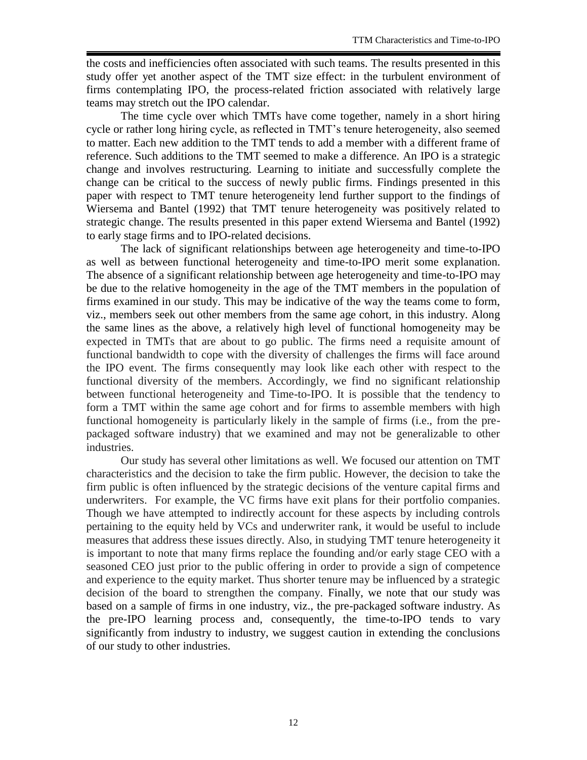the costs and inefficiencies often associated with such teams. The results presented in this study offer yet another aspect of the TMT size effect: in the turbulent environment of firms contemplating IPO, the process-related friction associated with relatively large teams may stretch out the IPO calendar.

The time cycle over which TMTs have come together, namely in a short hiring cycle or rather long hiring cycle, as reflected in TMT's tenure heterogeneity, also seemed to matter. Each new addition to the TMT tends to add a member with a different frame of reference. Such additions to the TMT seemed to make a difference. An IPO is a strategic change and involves restructuring. Learning to initiate and successfully complete the change can be critical to the success of newly public firms. Findings presented in this paper with respect to TMT tenure heterogeneity lend further support to the findings of Wiersema and Bantel (1992) that TMT tenure heterogeneity was positively related to strategic change. The results presented in this paper extend Wiersema and Bantel (1992) to early stage firms and to IPO-related decisions.

The lack of significant relationships between age heterogeneity and time-to-IPO as well as between functional heterogeneity and time-to-IPO merit some explanation. The absence of a significant relationship between age heterogeneity and time-to-IPO may be due to the relative homogeneity in the age of the TMT members in the population of firms examined in our study. This may be indicative of the way the teams come to form, viz., members seek out other members from the same age cohort, in this industry. Along the same lines as the above, a relatively high level of functional homogeneity may be expected in TMTs that are about to go public. The firms need a requisite amount of functional bandwidth to cope with the diversity of challenges the firms will face around the IPO event. The firms consequently may look like each other with respect to the functional diversity of the members. Accordingly, we find no significant relationship between functional heterogeneity and Time-to-IPO. It is possible that the tendency to form a TMT within the same age cohort and for firms to assemble members with high functional homogeneity is particularly likely in the sample of firms (i.e., from the pre-packaged software industry) that we examined and may not be generalizable to other industries.

Our study has several other limitations as well. We focused our attention on TMT characteristics and the decision to take the firm public. However, the decision to take the firm public is often influenced by the strategic decisions of the venture capital firms and underwriters. For example, the VC firms have exit plans for their portfolio companies. Though we have attempted to indirectly account for these aspects by including controls pertaining to the equity held by VCs and underwriter rank, it would be useful to include measures that address these issues directly. Also, in studying TMT tenure heterogeneity it is important to note that many firms replace the founding and/or early stage CEO with a seasoned CEO just prior to the public offering in order to provide a sign of competence and experience to the equity market. Thus shorter tenure may be influenced by a strategic decision of the board to strengthen the company. Finally, we note that our study was based on a sample of firms in one industry, viz., the pre-packaged software industry. As the pre-IPO learning process and, consequently, the time-to-IPO tends to vary significantly from industry to industry, we suggest caution in extending the conclusions of our study to other industries.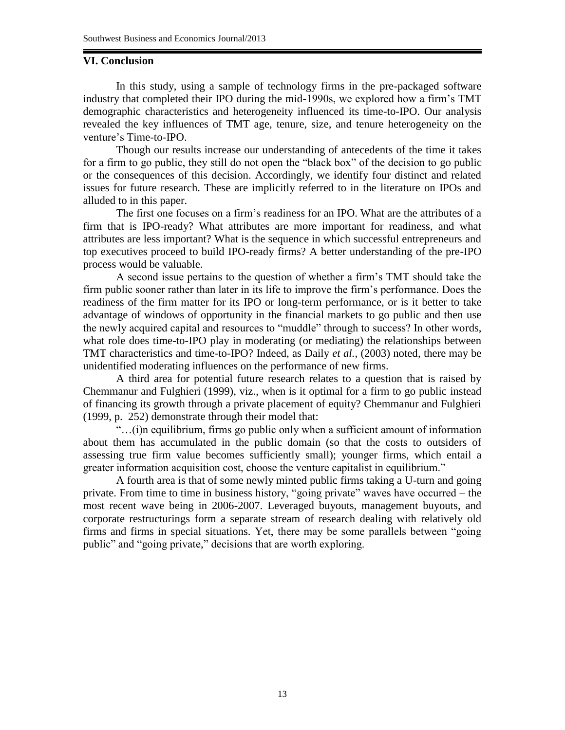## VI. Conclusion

In this study, using a sample of technology firms in the pre-packaged software industry that completed their IPO during the mid-1990s, we explored how a firm's TMT demographic characteristics and heterogeneity influenced its time-to-IPO. Our analysis revealed the key influences of TMT age, tenure, size, and tenure heterogeneity on the venture's Time-to-IPO.

Though our results increase our understanding of antecedents of the time it takes for a firm to go public, they still do not open the "black box" of the decision to go public or the consequences of this decision. Accordingly, we identify four distinct and related issues for future research. These are implicitly referred to in the literature on IPOs and alluded to in this paper.

The first one focuses on a firm's readiness for an IPO. What are the attributes of a firm that is IPO-ready? What attributes are more important for readiness, and what attributes are less important? What is the sequence in which successful entrepreneurs and top executives proceed to build IPO-ready firms? A better understanding of the pre-IPO process would be valuable.

A second issue pertains to the question of whether a firm's TMT should take the firm public sooner rather than later in its life to improve the firm's performance. Does the readiness of the firm matter for its IPO or long-term performance, or is it better to take advantage of windows of opportunity in the financial markets to go public and then use the newly acquired capital and resources to "muddle" through to success? In other words, what role does time-to-IPO play in moderating (or mediating) the relationships between TMT characteristics and time-to-IPO? Indeed, as Daily *et al.*, (2003) noted, there may be unidentified moderating influences on the performance of new firms.

A third area for potential future research relates to a question that is raised by Chemmanur and Fulghieri (1999), viz., when is it optimal for a firm to go public instead of financing its growth through a private placement of equity? Chemmanur and Fulghieri (1999, p. 252) demonstrate through their model that:

"…(i)n equilibrium, firms go public only when a sufficient amount of information about them has accumulated in the public domain (so that the costs to outsiders of assessing true firm value becomes sufficiently small); younger firms, which entail a greater information acquisition cost, choose the venture capitalist in equilibrium."

A fourth area is that of some newly minted public firms taking a U-turn and going private. From time to time in business history, "going private" waves have occurred – the most recent wave being in 2006-2007. Leveraged buyouts, management buyouts, and corporate restructurings form a separate stream of research dealing with relatively old firms and firms in special situations. Yet, there may be some parallels between "going public" and "going private," decisions that are worth exploring.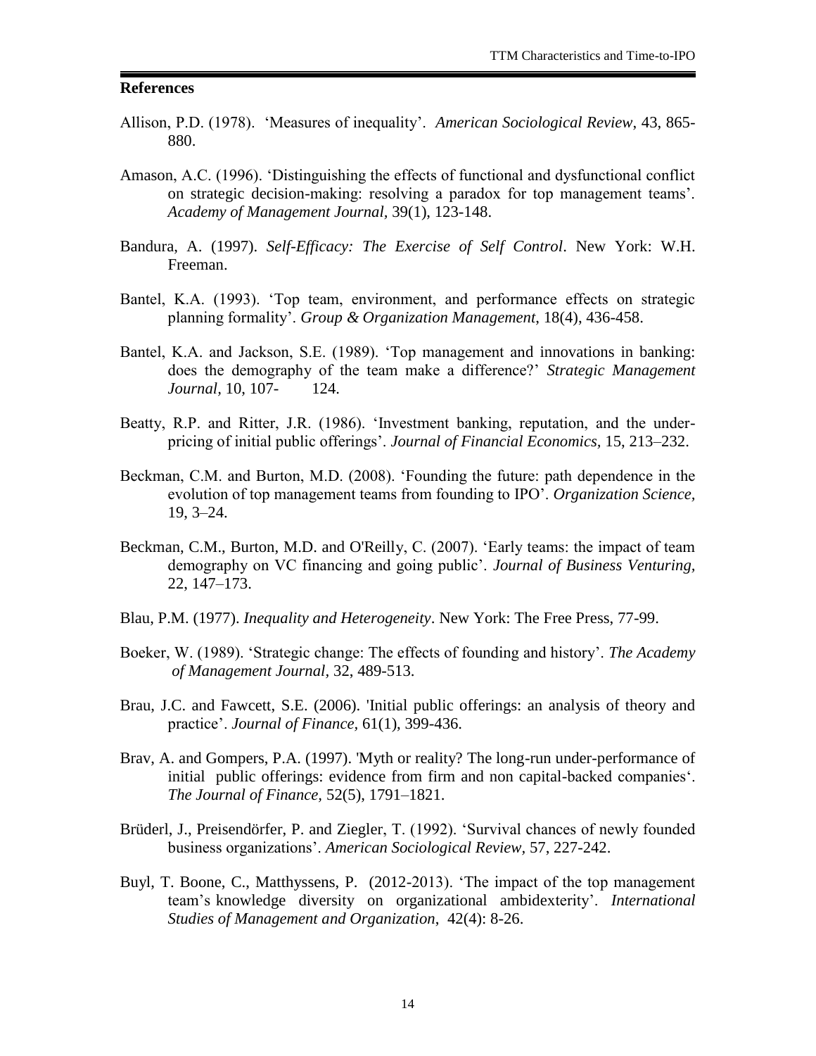## References

Allison, P.D. (1978). 'Measures of inequality'. *American Sociological Review*, 43, 865-880.

Amason, A.C. (1996). 'Distinguishing the effects of functional and dysfunctional conflict on strategic decision-making: resolving a paradox for top management teams'. *Academy of Management Journal*, 39(1), 123-148.

Bandura, A. (1997). *Self-Efficacy: The Exercise of Self Control*. New York: W.H. Freeman.

Bantel, K.A. (1993). 'Top team, environment, and performance effects on strategic planning formality'. *Group & Organization Management*, 18(4), 436-458.

Bantel, K.A. and Jackson, S.E. (1989). 'Top management and innovations in banking: does the demography of the team make a difference?' *Strategic Management Journal*, 10, 107- 124.

Beatty, R.P. and Ritter, J.R. (1986). 'Investment banking, reputation, and the under-pricing of initial public offerings'. *Journal of Financial Economics*, 15, 213–232.

Beckman, C.M. and Burton, M.D. (2008). 'Founding the future: path dependence in the evolution of top management teams from founding to IPO'. *Organization Science*, 19, 3–24.

Beckman, C.M., Burton, M.D. and O'Reilly, C. (2007). 'Early teams: the impact of team demography on VC financing and going public'. *Journal of Business Venturing*, 22, 147–173.

Blau, P.M. (1977). *Inequality and Heterogeneity*. New York: The Free Press, 77-99.

Boeker, W. (1989). 'Strategic change: The effects of founding and history'. *The Academy of Management Journal*, 32, 489-513.

Brau, J.C. and Fawcett, S.E. (2006). 'Initial public offerings: an analysis of theory and practice'. *Journal of Finance*, 61(1), 399-436.

Brav, A. and Gompers, P.A. (1997). 'Myth or reality? The long-run under-performance of initial public offerings: evidence from firm and non capital-backed companies'. *The Journal of Finance*, 52(5), 1791–1821.

Brüderl, J., Preisendörfer, P. and Ziegler, T. (1992). 'Survival chances of newly founded business organizations'. *American Sociological Review*, 57, 227-242.

Buyl, T. Boone, C., Matthyssens, P. (2012-2013). 'The impact of the top management team's knowledge diversity on organizational ambidexterity'. *International Studies of Management and Organization*, 42(4): 8-26.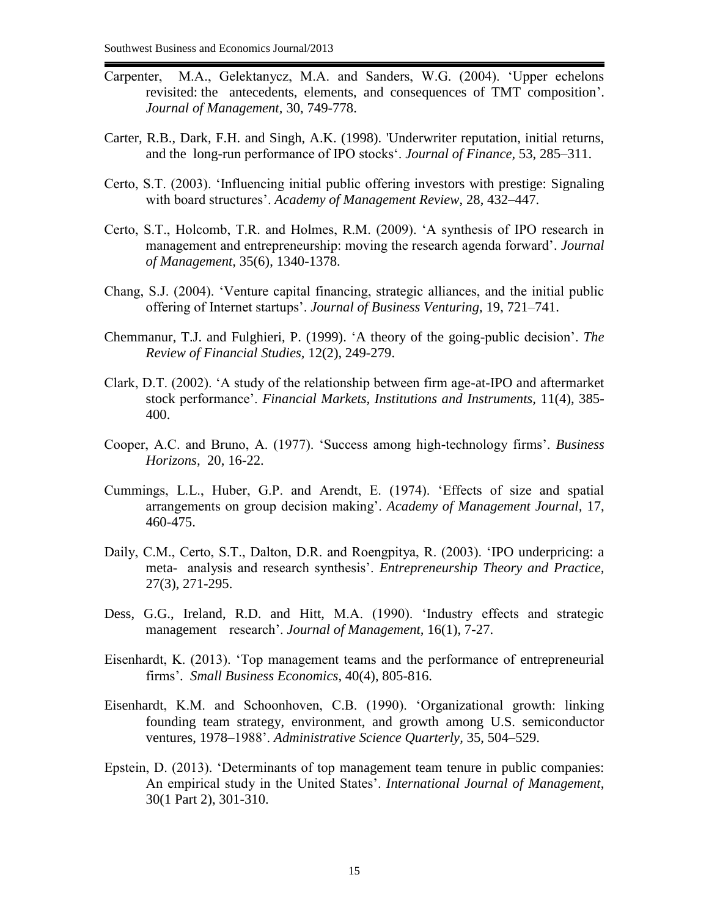Carpenter, M.A., Gelektanycz, M.A. and Sanders, W.G. (2004). 'Upper echelons revisited: the antecedents, elements, and consequences of TMT composition'. *Journal of Management,* 30, 749-778.

Carter, R.B., Dark, F.H. and Singh, A.K. (1998). 'Underwriter reputation, initial returns, and the long-run performance of IPO stocks'. *Journal of Finance,* 53, 285–311.

Certo, S.T. (2003). 'Influencing initial public offering investors with prestige: Signaling with board structures'. *Academy of Management Review*, 28, 432–447.

Certo, S.T., Holcomb, T.R. and Holmes, R.M. (2009). 'A synthesis of IPO research in management and entrepreneurship: moving the research agenda forward'. *Journal of Management,* 35(6), 1340-1378.

Chang, S.J. (2004). 'Venture capital financing, strategic alliances, and the initial public offering of Internet startups'. *Journal of Business Venturing,* 19, 721–741.

Chemmanur, T.J. and Fulghieri, P. (1999). 'A theory of the going-public decision'. *The Review of Financial Studies,* 12(2), 249-279.

Clark, D.T. (2002). 'A study of the relationship between firm age-at-IPO and aftermarket stock performance'. *Financial Markets, Institutions and Instruments,* 11(4), 385-400.

Cooper, A.C. and Bruno, A. (1977). 'Success among high-technology firms'. *Business Horizons,* 20, 16-22.

Cummings, L.L., Huber, G.P. and Arendt, E. (1974). 'Effects of size and spatial arrangements on group decision making'. *Academy of Management Journal,* 17, 460-475.

Daily, C.M., Certo, S.T., Dalton, D.R. and Roengpitya, R. (2003). 'IPO underpricing: a meta- analysis and research synthesis'. *Entrepreneurship Theory and Practice,* 27(3), 271-295.

Dess, G.G., Ireland, R.D. and Hitt, M.A. (1990). 'Industry effects and strategic management research'. *Journal of Management,* 16(1), 7-27.

Eisenhardt, K. (2013). 'Top management teams and the performance of entrepreneurial firms'. *Small Business Economics*, 40(4), 805-816.

Eisenhardt, K.M. and Schoonhoven, C.B. (1990). 'Organizational growth: linking founding team strategy, environment, and growth among U.S. semiconductor ventures, 1978–1988'. *Administrative Science Quarterly,* 35, 504–529.

Epstein, D. (2013). 'Determinants of top management team tenure in public companies: An empirical study in the United States'. *International Journal of Management*, 30(1 Part 2), 301-310.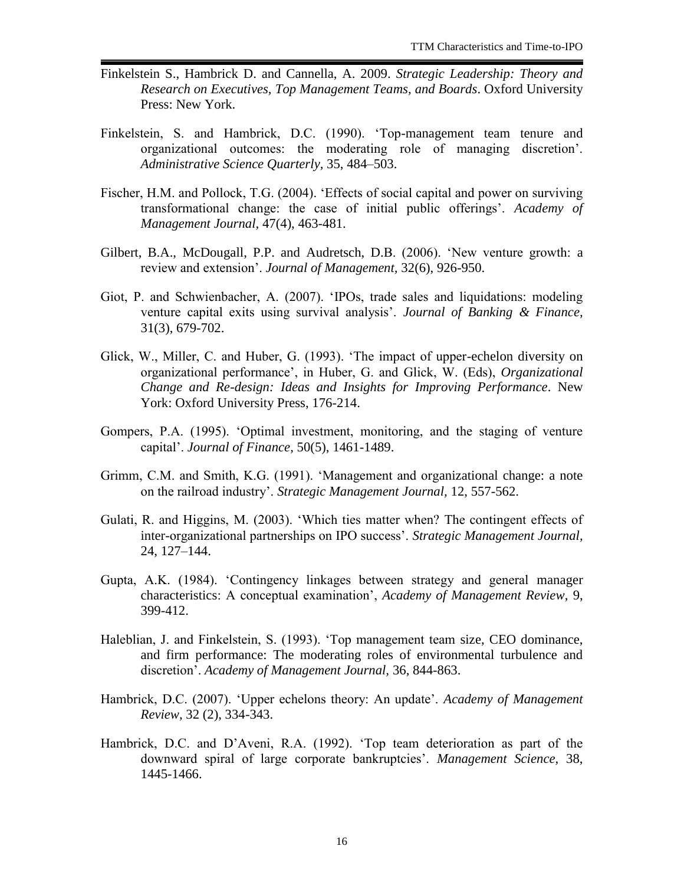Finkelstein S., Hambrick D. and Cannella, A. 2009. *Strategic Leadership: Theory and Research on Executives, Top Management Teams, and Boards*. Oxford University Press: New York.

Finkelstein, S. and Hambrick, D.C. (1990). 'Top-management team tenure and organizational outcomes: the moderating role of managing discretion'. *Administrative Science Quarterly*, 35, 484–503.

Fischer, H.M. and Pollock, T.G. (2004). 'Effects of social capital and power on surviving transformational change: the case of initial public offerings'. *Academy of Management Journal*, 47(4), 463-481.

Gilbert, B.A., McDougall, P.P. and Audretsch, D.B. (2006). 'New venture growth: a review and extension'. *Journal of Management*, 32(6), 926-950.

Giot, P. and Schwienbacher, A. (2007). 'IPOs, trade sales and liquidations: modeling venture capital exits using survival analysis'. *Journal of Banking & Finance*, 31(3), 679-702.

Glick, W., Miller, C. and Huber, G. (1993). 'The impact of upper-echelon diversity on organizational performance', in Huber, G. and Glick, W. (Eds), *Organizational Change and Re-design: Ideas and Insights for Improving Performance*. New York: Oxford University Press, 176-214.

Gompers, P.A. (1995). 'Optimal investment, monitoring, and the staging of venture capital'. *Journal of Finance*, 50(5), 1461-1489.

Grimm, C.M. and Smith, K.G. (1991). 'Management and organizational change: a note on the railroad industry'. *Strategic Management Journal*, 12, 557-562.

Gulati, R. and Higgins, M. (2003). 'Which ties matter when? The contingent effects of inter-organizational partnerships on IPO success'. *Strategic Management Journal*, 24, 127–144.

Gupta, A.K. (1984). 'Contingency linkages between strategy and general manager characteristics: A conceptual examination', *Academy of Management Review*, 9, 399-412.

Haleblian, J. and Finkelstein, S. (1993). 'Top management team size, CEO dominance, and firm performance: The moderating roles of environmental turbulence and discretion'. *Academy of Management Journal*, 36, 844-863.

Hambrick, D.C. (2007). 'Upper echelons theory: An update'. *Academy of Management Review*, 32 (2), 334-343.

Hambrick, D.C. and D'Aveni, R.A. (1992). 'Top team deterioration as part of the downward spiral of large corporate bankruptcies'. *Management Science*, 38, 1445-1466.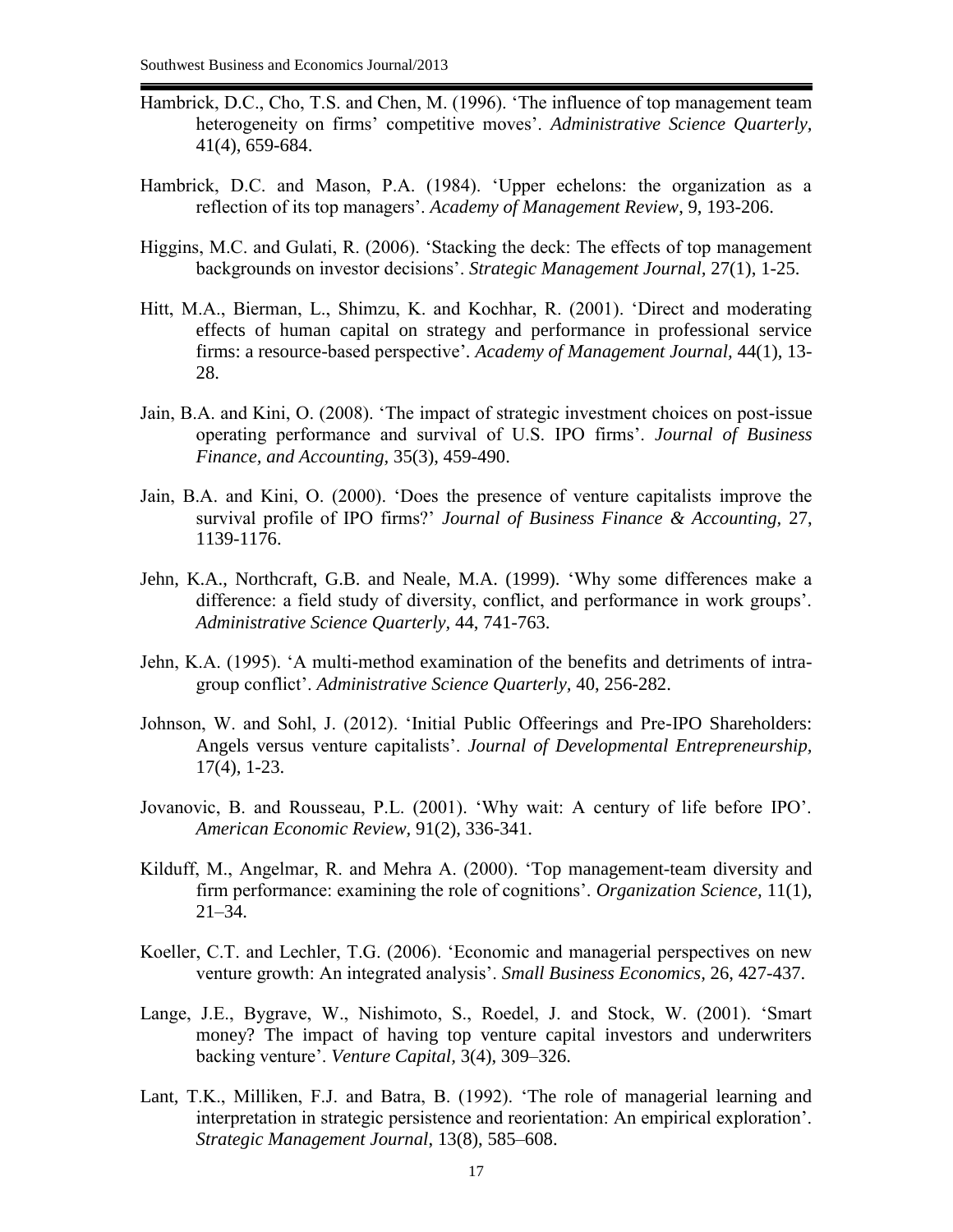Hambrick, D.C., Cho, T.S. and Chen, M. (1996). 'The influence of top management team heterogeneity on firms' competitive moves'. *Administrative Science Quarterly*, 41(4), 659-684.

Hambrick, D.C. and Mason, P.A. (1984). 'Upper echelons: the organization as a reflection of its top managers'. *Academy of Management Review*, 9, 193-206.

Higgins, M.C. and Gulati, R. (2006). 'Stacking the deck: The effects of top management backgrounds on investor decisions'. *Strategic Management Journal*, 27(1), 1-25.

Hitt, M.A., Bierman, L., Shimzu, K. and Kochhar, R. (2001). 'Direct and moderating effects of human capital on strategy and performance in professional service firms: a resource-based perspective'. *Academy of Management Journal,* 44(1), 13-28.

Jain, B.A. and Kini, O. (2008). 'The impact of strategic investment choices on post-issue operating performance and survival of U.S. IPO firms'. *Journal of Business Finance, and Accounting,* 35(3), 459-490.

Jain, B.A. and Kini, O. (2000). 'Does the presence of venture capitalists improve the survival profile of IPO firms?' *Journal of Business Finance & Accounting,* 27, 1139-1176.

Jehn, K.A., Northcraft, G.B. and Neale, M.A. (1999). 'Why some differences make a difference: a field study of diversity, conflict, and performance in work groups'. *Administrative Science Quarterly*, 44, 741-763.

Jehn, K.A. (1995). 'A multi-method examination of the benefits and detriments of intra-group conflict'. *Administrative Science Quarterly*, 40, 256-282.

Johnson, W. and Sohl, J. (2012). 'Initial Public Offeerings and Pre-IPO Shareholders: Angels versus venture capitalists'. *Journal of Developmental Entrepreneurship,* 17(4), 1-23.

Jovanovic, B. and Rousseau, P.L. (2001). 'Why wait: A century of life before IPO'. *American Economic Review,* 91(2), 336-341.

Kilduff, M., Angelmar, R. and Mehra A. (2000). 'Top management-team diversity and firm performance: examining the role of cognitions'. *Organization Science*, 11(1), 21–34.

Koeller, C.T. and Lechler, T.G. (2006). 'Economic and managerial perspectives on new venture growth: An integrated analysis'. *Small Business Economics,* 26, 427-437.

Lange, J.E., Bygrave, W., Nishimoto, S., Roedel, J. and Stock, W. (2001). 'Smart money? The impact of having top venture capital investors and underwriters backing venture'. *Venture Capital,* 3(4), 309–326.

Lant, T.K., Milliken, F.J. and Batra, B. (1992). 'The role of managerial learning and interpretation in strategic persistence and reorientation: An empirical exploration'. *Strategic Management Journal*, 13(8), 585–608.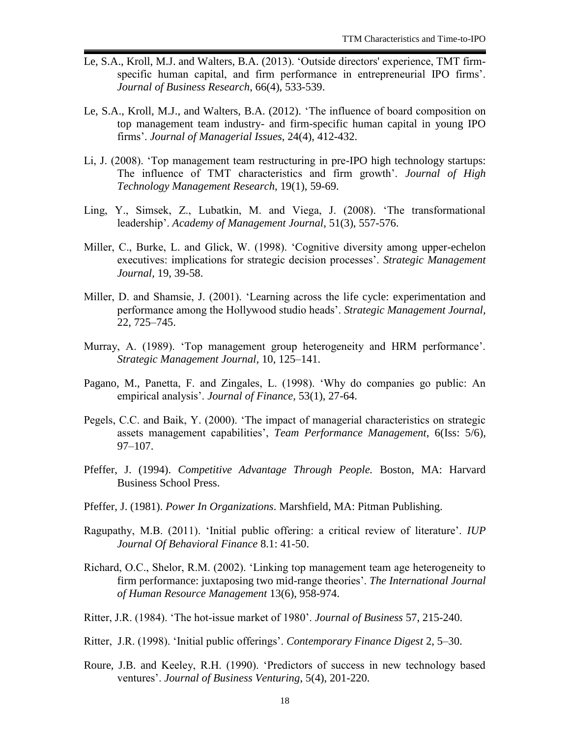Le, S.A., Kroll, M.J. and Walters, B.A. (2013). 'Outside directors' experience, TMT firm-specific human capital, and firm performance in entrepreneurial IPO firms'. *Journal of Business Research*, 66(4), 533-539.

Le, S.A., Kroll, M.J., and Walters, B.A. (2012). 'The influence of board composition on top management team industry- and firm-specific human capital in young IPO firms'. *Journal of Managerial Issues*, 24(4), 412-432.

Li, J. (2008). 'Top management team restructuring in pre-IPO high technology startups: The influence of TMT characteristics and firm growth'. *Journal of High Technology Management Research*, 19(1), 59-69.

Ling, Y., Simsek, Z., Lubatkin, M. and Viega, J. (2008). 'The transformational leadership'. *Academy of Management Journal*, 51(3), 557-576.

Miller, C., Burke, L. and Glick, W. (1998). 'Cognitive diversity among upper-echelon executives: implications for strategic decision processes'. *Strategic Management Journal*, 19, 39-58.

Miller, D. and Shamsie, J. (2001). 'Learning across the life cycle: experimentation and performance among the Hollywood studio heads'. *Strategic Management Journal*, 22, 725–745.

Murray, A. (1989). 'Top management group heterogeneity and HRM performance'. *Strategic Management Journal*, 10, 125–141.

Pagano, M., Panetta, F. and Zingales, L. (1998). 'Why do companies go public: An empirical analysis'. *Journal of Finance*, 53(1), 27-64.

Pegels, C.C. and Baik, Y. (2000). 'The impact of managerial characteristics on strategic assets management capabilities', *Team Performance Management*, 6(Iss: 5/6), 97–107.

Pfeffer, J. (1994). *Competitive Advantage Through People.* Boston, MA: Harvard Business School Press.

Pfeffer, J. (1981). *Power In Organizations*. Marshfield, MA: Pitman Publishing.

Ragupathy, M.B. (2011). 'Initial public offering: a critical review of literature'. *IUP Journal Of Behavioral Finance* 8.1: 41-50.

Richard, O.C., Shelor, R.M. (2002). 'Linking top management team age heterogeneity to firm performance: juxtaposing two mid-range theories'. *The International Journal of Human Resource Management* 13(6), 958-974.

Ritter, J.R. (1984). 'The hot-issue market of 1980'. *Journal of Business* 57, 215-240.

Ritter, J.R. (1998). 'Initial public offerings'. *Contemporary Finance Digest* 2, 5–30.

Roure, J.B. and Keeley, R.H. (1990). 'Predictors of success in new technology based ventures'. *Journal of Business Venturing*, 5(4), 201-220.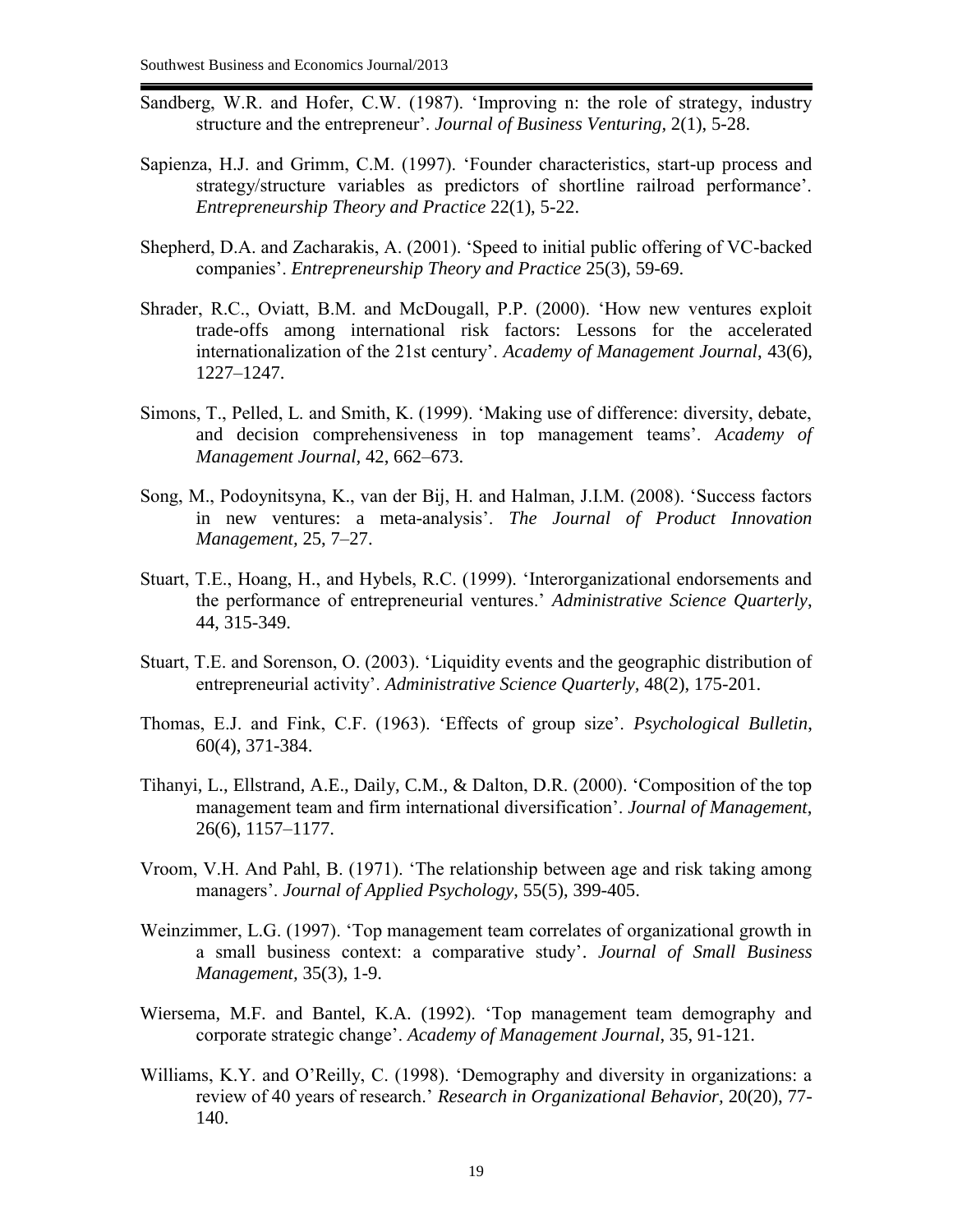Sandberg, W.R. and Hofer, C.W. (1987). 'Improving n: the role of strategy, industry structure and the entrepreneur'. *Journal of Business Venturing*, 2(1), 5-28.

Sapienza, H.J. and Grimm, C.M. (1997). 'Founder characteristics, start-up process and strategy/structure variables as predictors of shortline railroad performance'. *Entrepreneurship Theory and Practice* 22(1), 5-22.

Shepherd, D.A. and Zacharakis, A. (2001). 'Speed to initial public offering of VC-backed companies'. *Entrepreneurship Theory and Practice* 25(3), 59-69.

Shrader, R.C., Oviatt, B.M. and McDougall, P.P. (2000). 'How new ventures exploit trade-offs among international risk factors: Lessons for the accelerated internationalization of the 21st century'. *Academy of Management Journal*, 43(6), 1227–1247.

Simons, T., Pelled, L. and Smith, K. (1999). 'Making use of difference: diversity, debate, and decision comprehensiveness in top management teams'. *Academy of Management Journal*, 42, 662–673.

Song, M., Podoynitsyna, K., van der Bij, H. and Halman, J.I.M. (2008). 'Success factors in new ventures: a meta-analysis'. *The Journal of Product Innovation Management*, 25, 7–27.

Stuart, T.E., Hoang, H., and Hybels, R.C. (1999). 'Interorganizational endorsements and the performance of entrepreneurial ventures.' *Administrative Science Quarterly*, 44, 315-349.

Stuart, T.E. and Sorenson, O. (2003). 'Liquidity events and the geographic distribution of entrepreneurial activity'. *Administrative Science Quarterly,* 48(2), 175-201.

Thomas, E.J. and Fink, C.F. (1963). 'Effects of group size'. *Psychological Bulletin*, 60(4), 371-384.

Tihanyi, L., Ellstrand, A.E., Daily, C.M., & Dalton, D.R. (2000). 'Composition of the top management team and firm international diversification'. *Journal of Management*, 26(6), 1157–1177.

Vroom, V.H. And Pahl, B. (1971). 'The relationship between age and risk taking among managers'. *Journal of Applied Psychology*, 55(5), 399-405.

Weinzimmer, L.G. (1997). 'Top management team correlates of organizational growth in a small business context: a comparative study'. *Journal of Small Business Management,* 35(3), 1-9.

Wiersema, M.F. and Bantel, K.A. (1992). 'Top management team demography and corporate strategic change'. *Academy of Management Journal*, 35, 91-121.

Williams, K.Y. and O'Reilly, C. (1998). 'Demography and diversity in organizations: a review of 40 years of research.' *Research in Organizational Behavior,* 20(20), 77-140.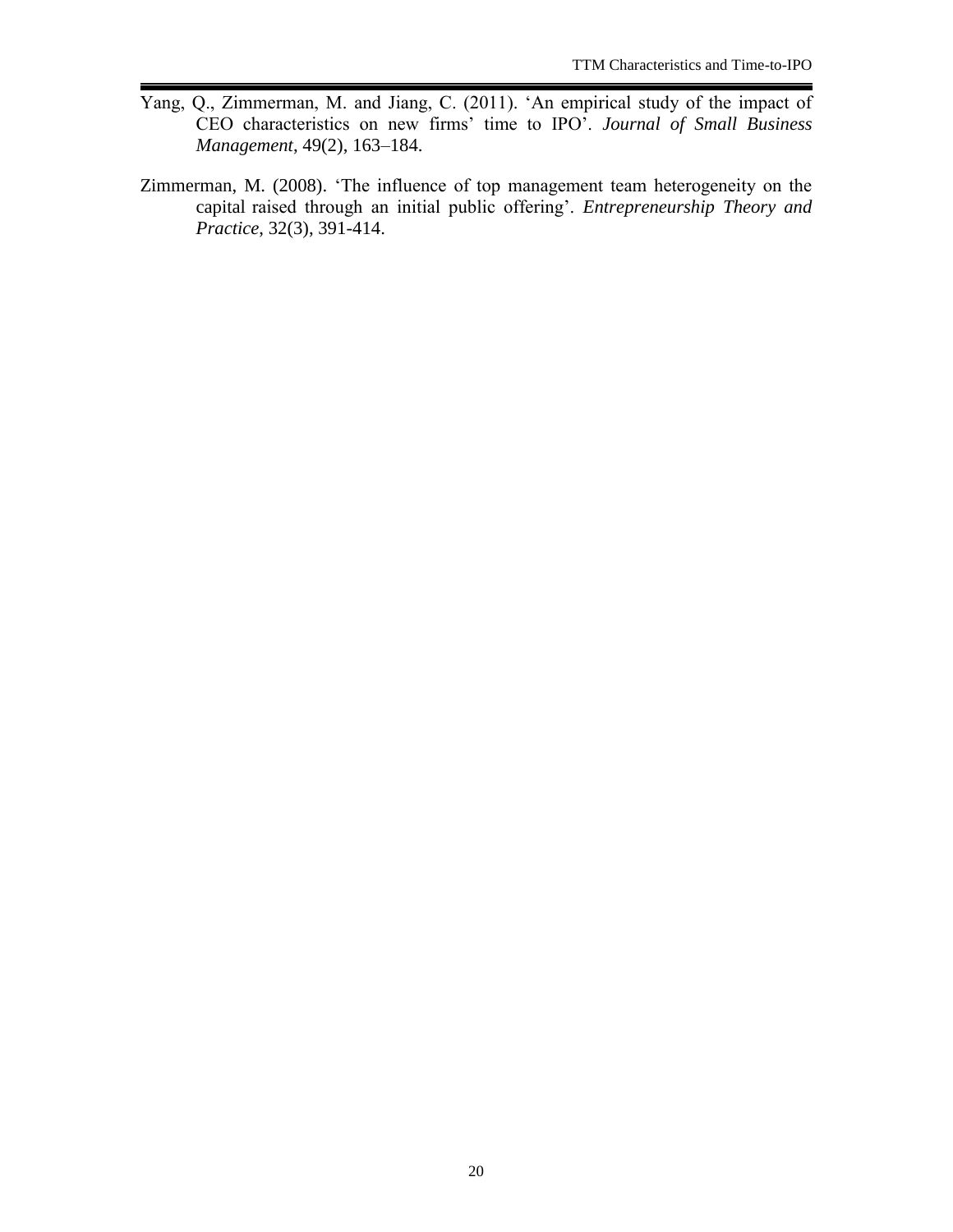Yang, Q., Zimmerman, M. and Jiang, C. (2011). 'An empirical study of the impact of CEO characteristics on new firms' time to IPO'. *Journal of Small Business Management*, 49(2), 163–184.

Zimmerman, M. (2008). 'The influence of top management team heterogeneity on the capital raised through an initial public offering'. *Entrepreneurship Theory and Practice*, 32(3), 391-414.